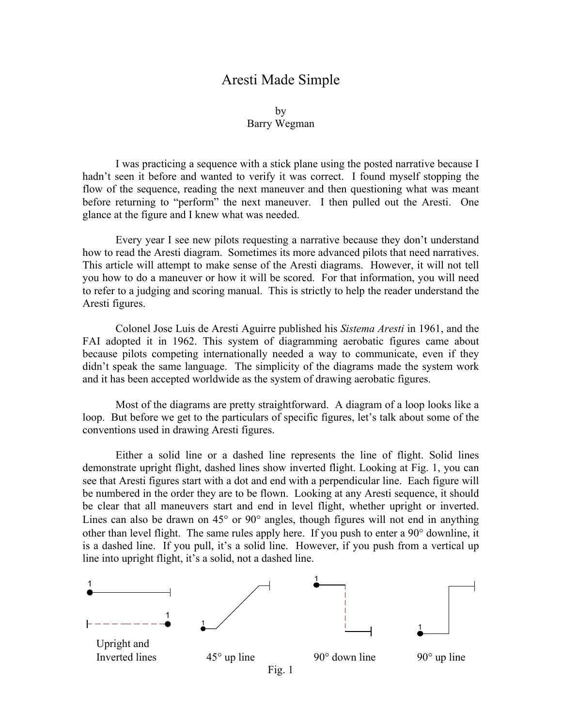# Aresti Made Simple

by
Barry Wegman

I was practicing a sequence with a stick plane using the posted narrative because I hadn't seen it before and wanted to verify it was correct. I found myself stopping the flow of the sequence, reading the next maneuver and then questioning what was meant before returning to "perform" the next maneuver. I then pulled out the Aresti. One glance at the figure and I knew what was needed.

Every year I see new pilots requesting a narrative because they don't understand how to read the Aresti diagram. Sometimes its more advanced pilots that need narratives. This article will attempt to make sense of the Aresti diagrams. However, it will not tell you how to do a maneuver or how it will be scored. For that information, you will need to refer to a judging and scoring manual. This is strictly to help the reader understand the Aresti figures.

Colonel Jose Luis de Aresti Aguirre published his *Sistema Aresti* in 1961, and the FAI adopted it in 1962. This system of diagramming aerobatic figures came about because pilots competing internationally needed a way to communicate, even if they didn't speak the same language. The simplicity of the diagrams made the system work and it has been accepted worldwide as the system of drawing aerobatic figures.

Most of the diagrams are pretty straightforward. A diagram of a loop looks like a loop. But before we get to the particulars of specific figures, let's talk about some of the conventions used in drawing Aresti figures.

Either a solid line or a dashed line represents the line of flight. Solid lines demonstrate upright flight, dashed lines show inverted flight. Looking at Fig. 1, you can see that Aresti figures start with a dot and end with a perpendicular line. Each figure will be numbered in the order they are to be flown. Looking at any Aresti sequence, it should be clear that all maneuvers start and end in level flight, whether upright or inverted. Lines can also be drawn on 45° or 90° angles, though figures will not end in anything other than level flight. The same rules apply here. If you push to enter a 90° downline, it is a dashed line. If you pull, it's a solid line. However, if you push from a vertical up line into upright flight, it's a solid, not a dashed line.

Upright and Inverted lines | 45° up line | 90° down line | 90° up line

Fig. 1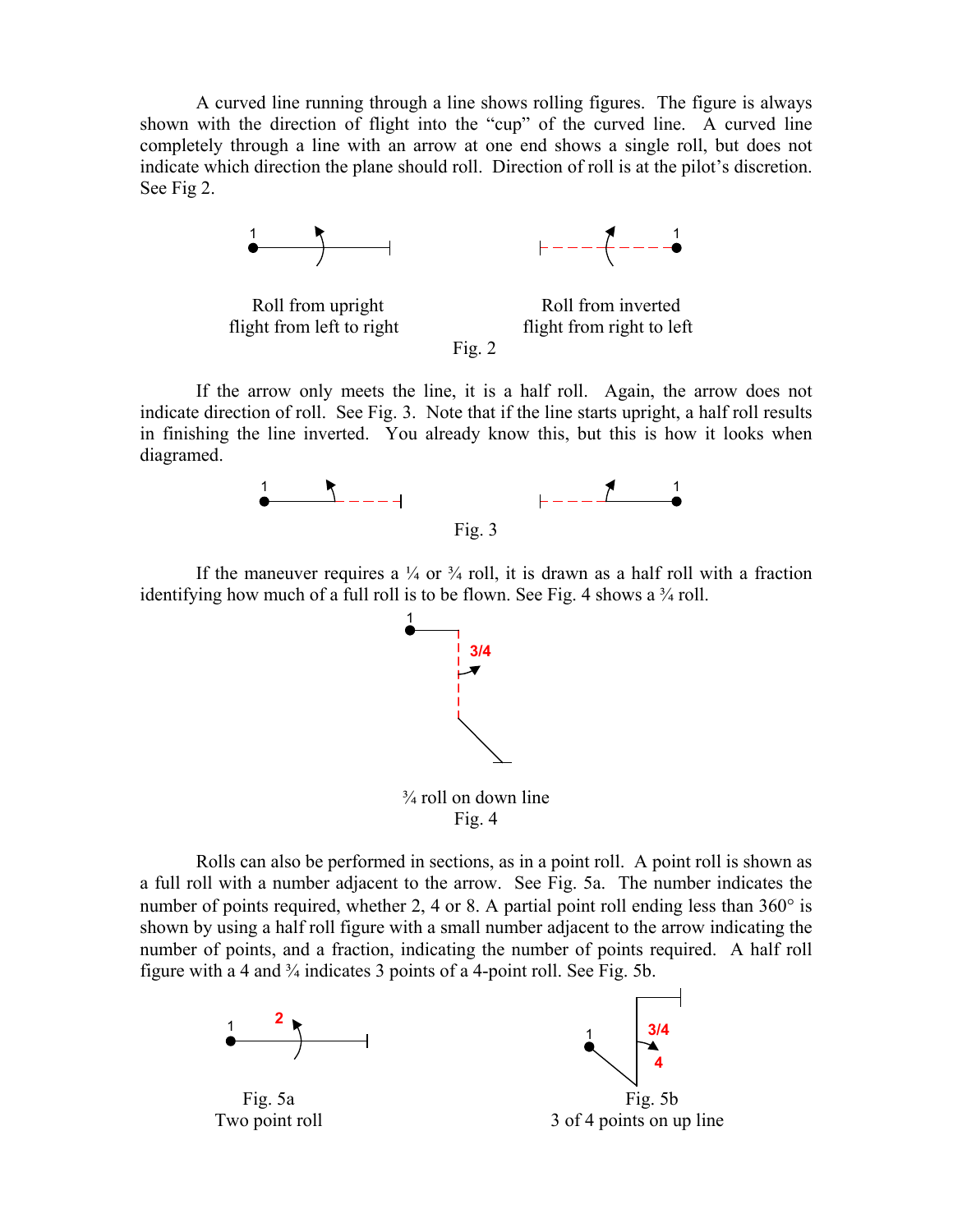A curved line running through a line shows rolling figures. The figure is always shown with the direction of flight into the "cup" of the curved line. A curved line completely through a line with an arrow at one end shows a single roll, but does not indicate which direction the plane should roll. Direction of roll is at the pilot's discretion. See Fig 2.

Roll from upright flight from left to right

Roll from inverted flight from right to left

Fig. 2

If the arrow only meets the line, it is a half roll. Again, the arrow does not indicate direction of roll. See Fig. 3. Note that if the line starts upright, a half roll results in finishing the line inverted. You already know this, but this is how it looks when diagramed.

Fig. 3

If the maneuver requires a ¼ or ¾ roll, it is drawn as a half roll with a fraction identifying how much of a full roll is to be flown. See Fig. 4 shows a ¾ roll.

¾ roll on down line

Fig. 4

Rolls can also be performed in sections, as in a point roll. A point roll is shown as a full roll with a number adjacent to the arrow. See Fig. 5a. The number indicates the number of points required, whether 2, 4 or 8. A partial point roll ending less than 360° is shown by using a half roll figure with a small number adjacent to the arrow indicating the number of points, and a fraction, indicating the number of points required. A half roll figure with a 4 and ¾ indicates 3 points of a 4-point roll. See Fig. 5b.

Fig. 5a
Two point roll

Fig. 5b
3 of 4 points on up line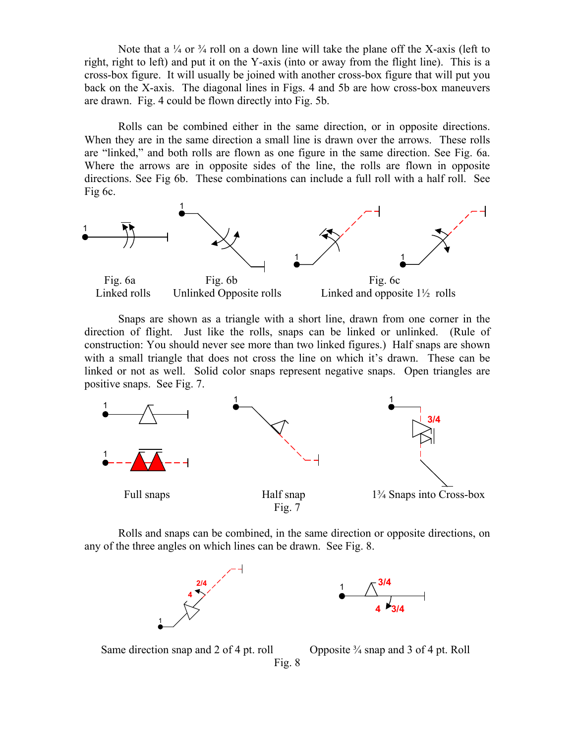Note that a ¼ or ¾ roll on a down line will take the plane off the X-axis (left to right, right to left) and put it on the Y-axis (into or away from the flight line). This is a cross-box figure. It will usually be joined with another cross-box figure that will put you back on the X-axis. The diagonal lines in Figs. 4 and 5b are how cross-box maneuvers are drawn. Fig. 4 could be flown directly into Fig. 5b.

Rolls can be combined either in the same direction, or in opposite directions. When they are in the same direction a small line is drawn over the arrows. These rolls are "linked," and both rolls are flown as one figure in the same direction. See Fig. 6a. Where the arrows are in opposite sides of the line, the rolls are flown in opposite directions. See Fig 6b. These combinations can include a full roll with a half roll. See Fig 6c.

Fig. 6a
Linked rolls

Fig. 6b
Unlinked Opposite rolls

Fig. 6c
Linked and opposite 1½ rolls

Snaps are shown as a triangle with a short line, drawn from one corner in the direction of flight. Just like the rolls, snaps can be linked or unlinked. (Rule of construction: You should never see more than two linked figures.) Half snaps are shown with a small triangle that does not cross the line on which it's drawn. These can be linked or not as well. Solid color snaps represent negative snaps. Open triangles are positive snaps. See Fig. 7.

Full snaps

Half snap

1¾ Snaps into Cross-box

Fig. 7

Rolls and snaps can be combined, in the same direction or opposite directions, on any of the three angles on which lines can be drawn. See Fig. 8.

Same direction snap and 2 of 4 pt. roll

Opposite ¾ snap and 3 of 4 pt. Roll

Fig. 8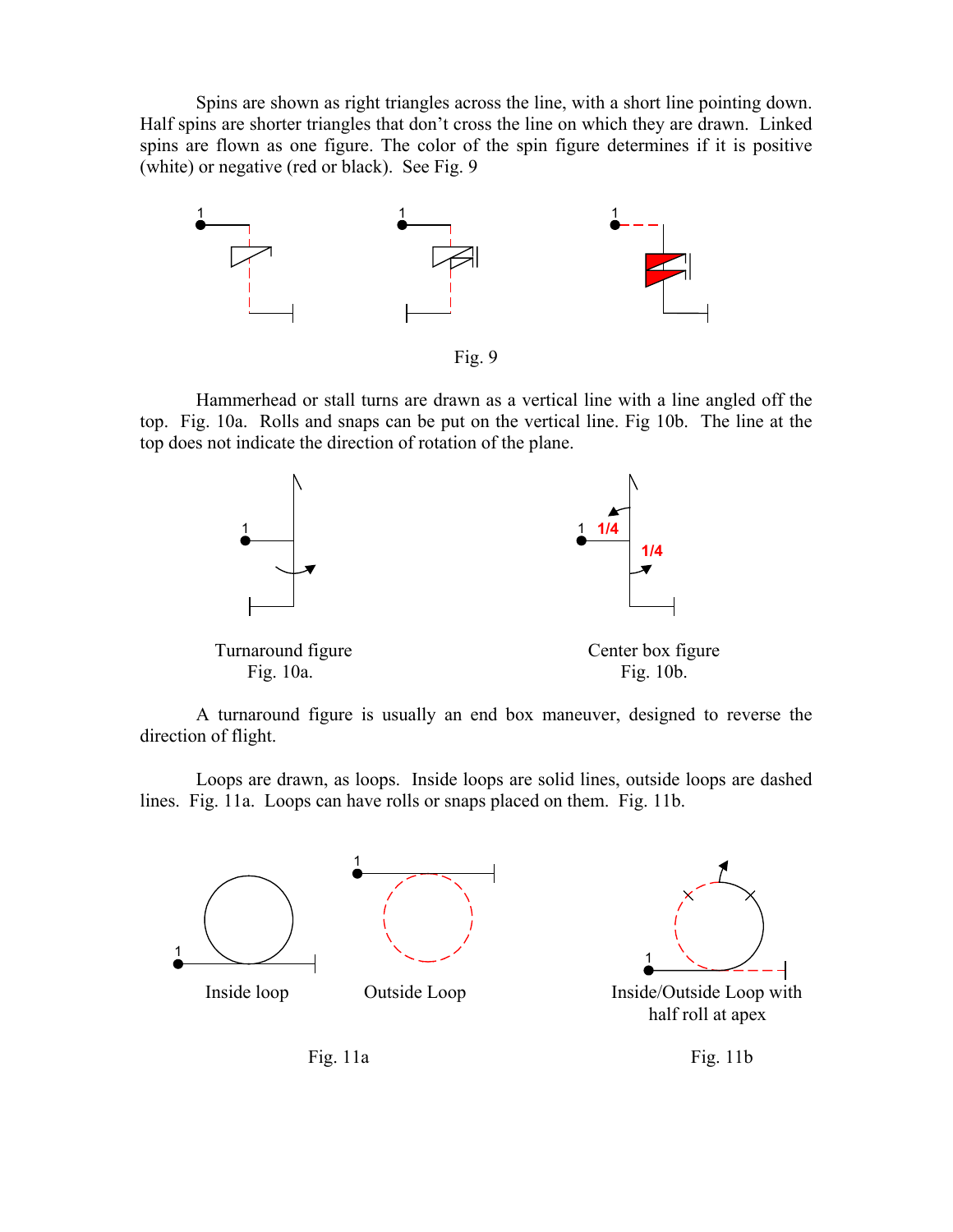Spins are shown as right triangles across the line, with a short line pointing down. Half spins are shorter triangles that don't cross the line on which they are drawn. Linked spins are flown as one figure. The color of the spin figure determines if it is positive (white) or negative (red or black). See Fig. 9

Fig. 9

Hammerhead or stall turns are drawn as a vertical line with a line angled off the top. Fig. 10a. Rolls and snaps can be put on the vertical line. Fig 10b. The line at the top does not indicate the direction of rotation of the plane.

Turnaround figure
Fig. 10a.

Center box figure
Fig. 10b.

A turnaround figure is usually an end box maneuver, designed to reverse the direction of flight.

Loops are drawn, as loops. Inside loops are solid lines, outside loops are dashed lines. Fig. 11a. Loops can have rolls or snaps placed on them. Fig. 11b.

Inside loop

Outside Loop

Inside/Outside Loop with half roll at apex

Fig. 11a

Fig. 11b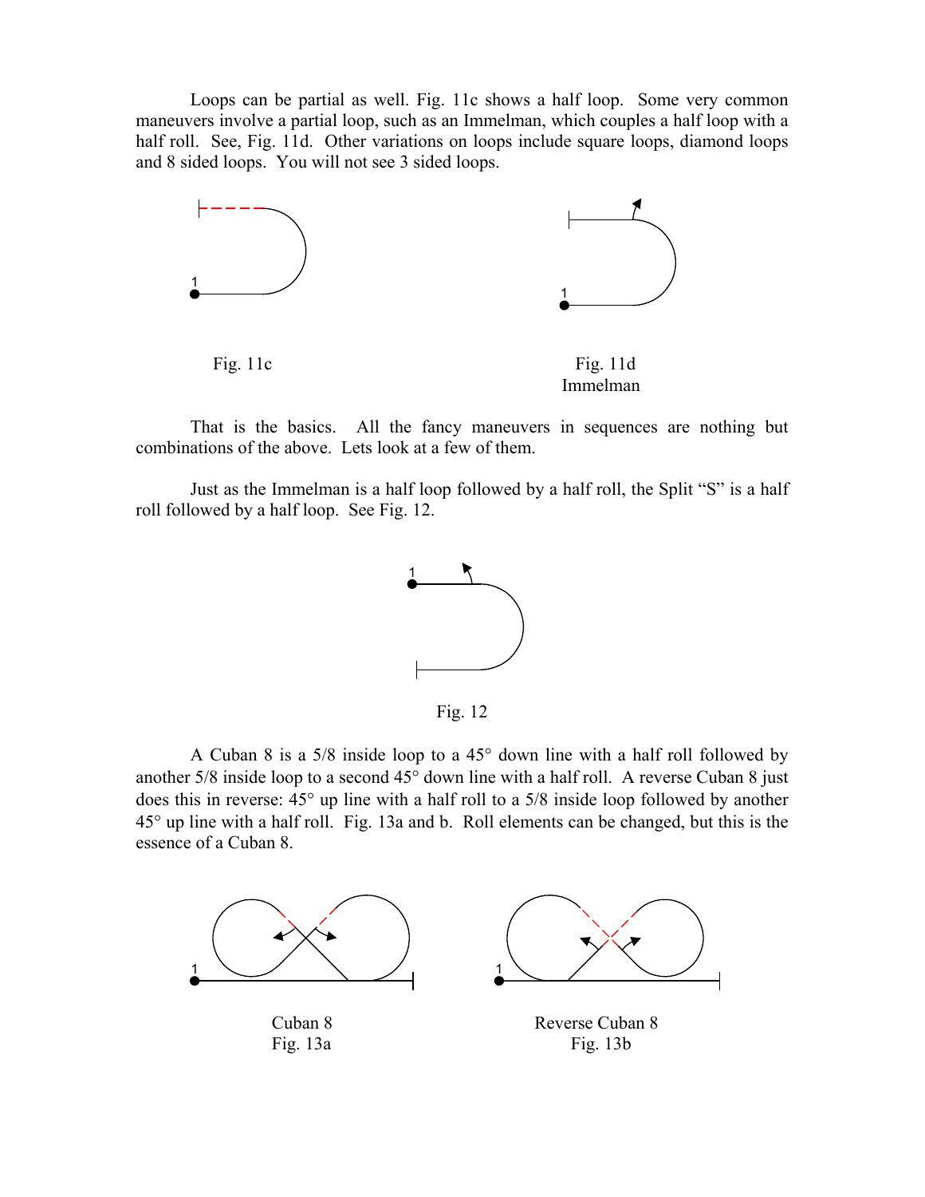Loops can be partial as well. Fig. 11c shows a half loop. Some very common maneuvers involve a partial loop, such as an Immelman, which couples a half loop with a half roll. See, Fig. 11d. Other variations on loops include square loops, diamond loops and 8 sided loops. You will not see 3 sided loops.

Fig. 11c

Fig. 11d
Immelman

That is the basics. All the fancy maneuvers in sequences are nothing but combinations of the above. Lets look at a few of them.

Just as the Immelman is a half loop followed by a half roll, the Split "S" is a half roll followed by a half loop. See Fig. 12.

Fig. 12

A Cuban 8 is a 5/8 inside loop to a 45° down line with a half roll followed by another 5/8 inside loop to a second 45° down line with a half roll. A reverse Cuban 8 just does this in reverse: 45° up line with a half roll to a 5/8 inside loop followed by another 45° up line with a half roll. Fig. 13a and b. Roll elements can be changed, but this is the essence of a Cuban 8.

Cuban 8
Fig. 13a

Reverse Cuban 8
Fig. 13b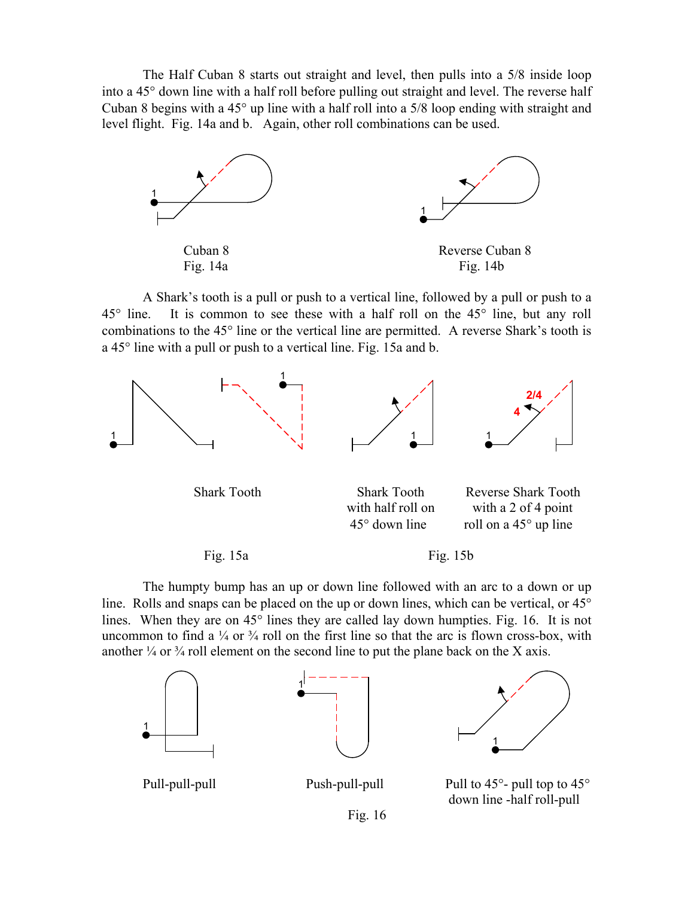The Half Cuban 8 starts out straight and level, then pulls into a 5/8 inside loop into a 45° down line with a half roll before pulling out straight and level. The reverse half Cuban 8 begins with a 45° up line with a half roll into a 5/8 loop ending with straight and level flight. Fig. 14a and b. Again, other roll combinations can be used.

Cuban 8
Fig. 14a

Reverse Cuban 8
Fig. 14b

A Shark's tooth is a pull or push to a vertical line, followed by a pull or push to a 45° line. It is common to see these with a half roll on the 45° line, but any roll combinations to the 45° line or the vertical line are permitted. A reverse Shark's tooth is a 45° line with a pull or push to a vertical line. Fig. 15a and b.

Shark Tooth

Fig. 15a

Shark Tooth with half roll on 45° down line

Reverse Shark Tooth with a 2 of 4 point roll on a 45° up line

Fig. 15b

The humpty bump has an up or down line followed with an arc to a down or up line. Rolls and snaps can be placed on the up or down lines, which can be vertical, or 45° lines. When they are on 45° lines they are called lay down humpties. Fig. 16. It is not uncommon to find a ¼ or ¾ roll on the first line so that the arc is flown cross-box, with another ¼ or ¾ roll element on the second line to put the plane back on the X axis.

Pull-pull-pull

Push-pull-pull

Pull to 45°- pull top to 45° down line -half roll-pull

Fig. 16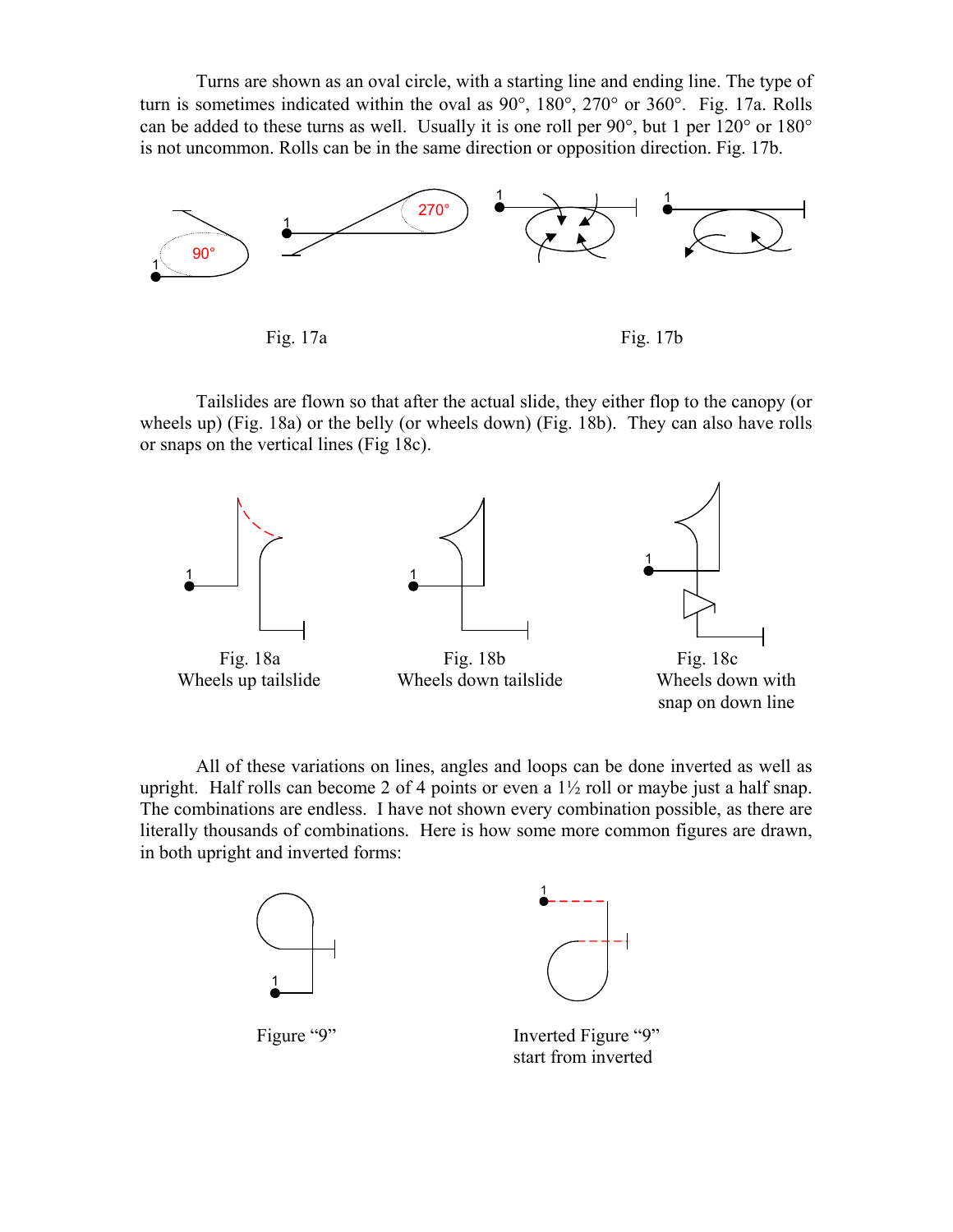Turns are shown as an oval circle, with a starting line and ending line. The type of turn is sometimes indicated within the oval as 90°, 180°, 270° or 360°. Fig. 17a. Rolls can be added to these turns as well. Usually it is one roll per 90°, but 1 per 120° or 180° is not uncommon. Rolls can be in the same direction or opposition direction. Fig. 17b.

Fig. 17a

Fig. 17b

Tailslides are flown so that after the actual slide, they either flop to the canopy (or wheels up) (Fig. 18a) or the belly (or wheels down) (Fig. 18b). They can also have rolls or snaps on the vertical lines (Fig 18c).

Fig. 18a
Wheels up tailslide

Fig. 18b
Wheels down tailslide

Fig. 18c
Wheels down with snap on down line

All of these variations on lines, angles and loops can be done inverted as well as upright. Half rolls can become 2 of 4 points or even a 1½ roll or maybe just a half snap. The combinations are endless. I have not shown every combination possible, as there are literally thousands of combinations. Here is how some more common figures are drawn, in both upright and inverted forms:

Figure "9"

Inverted Figure "9"
start from inverted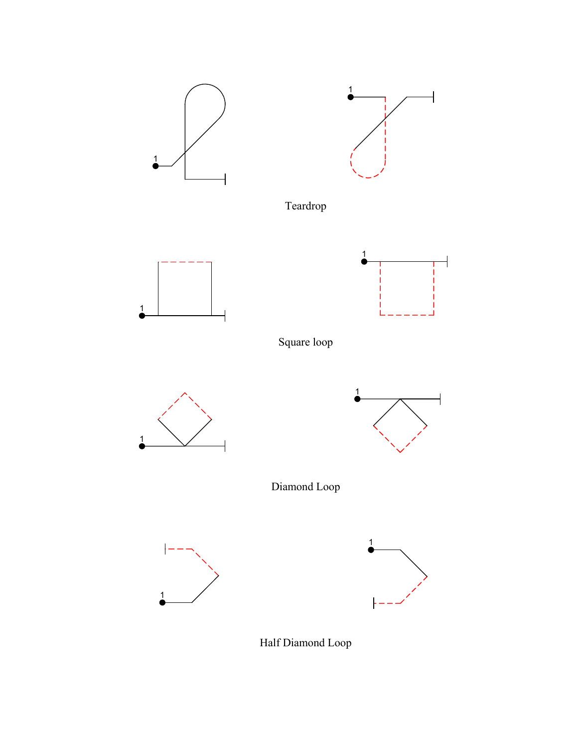1

1

Teardrop

1

1

Square loop

1

1

Diamond Loop

1

1

Half Diamond Loop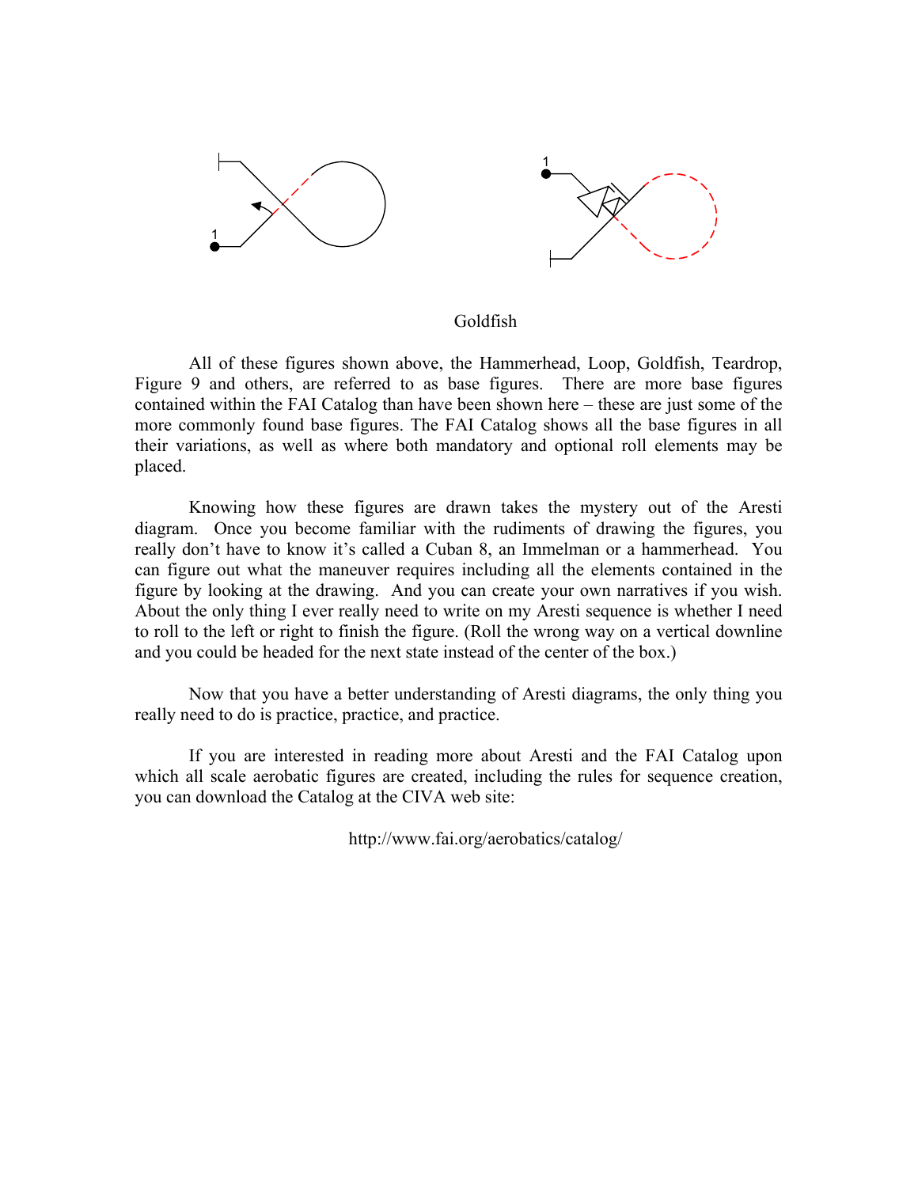1

1

Goldfish

All of these figures shown above, the Hammerhead, Loop, Goldfish, Teardrop, Figure 9 and others, are referred to as base figures. There are more base figures contained within the FAI Catalog than have been shown here – these are just some of the more commonly found base figures. The FAI Catalog shows all the base figures in all their variations, as well as where both mandatory and optional roll elements may be placed.

Knowing how these figures are drawn takes the mystery out of the Aresti diagram. Once you become familiar with the rudiments of drawing the figures, you really don't have to know it's called a Cuban 8, an Immelman or a hammerhead. You can figure out what the maneuver requires including all the elements contained in the figure by looking at the drawing. And you can create your own narratives if you wish. About the only thing I ever really need to write on my Aresti sequence is whether I need to roll to the left or right to finish the figure. (Roll the wrong way on a vertical downline and you could be headed for the next state instead of the center of the box.)

Now that you have a better understanding of Aresti diagrams, the only thing you really need to do is practice, practice, and practice.

If you are interested in reading more about Aresti and the FAI Catalog upon which all scale aerobatic figures are created, including the rules for sequence creation, you can download the Catalog at the CIVA web site:

http://www.fai.org/aerobatics/catalog/